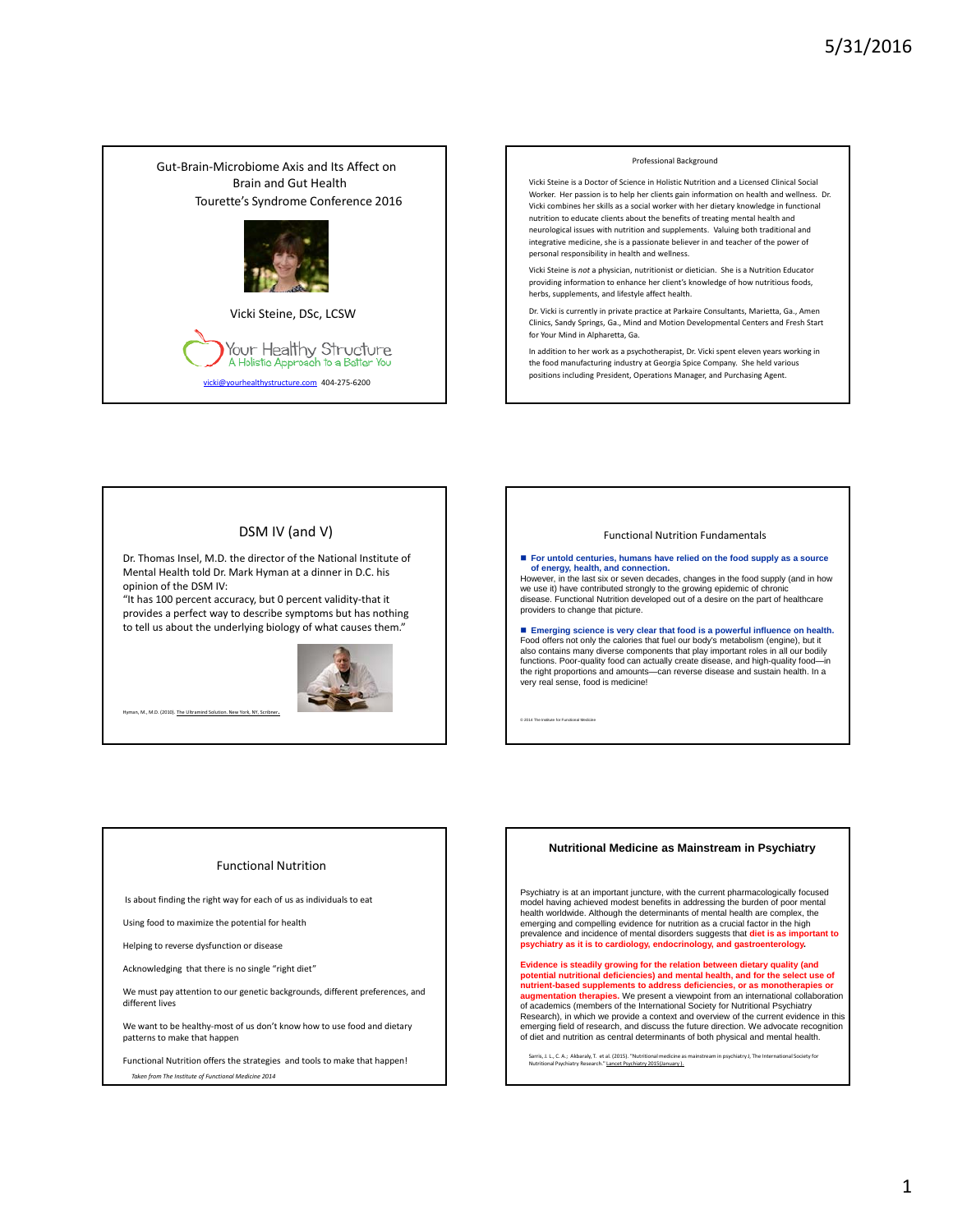## Gut-Brain-Microbiome Axis and Its Affect on Brain and Gut Health

Tourette's Syndrome Conference 2016

Vicki Steine, DSc, LCSW

Your Healthy Structure
A Holistic Approach to a Better You

vicki@yourhealthystructure.com 404-275-6200

---

## Professional Background

Vicki Steine is a Doctor of Science in Holistic Nutrition and a Licensed Clinical Social Worker. Her passion is to help her clients gain information on health and wellness. Dr. Vicki combines her skills as a social worker with her dietary knowledge in functional nutrition to educate clients about the benefits of treating mental health and neurological issues with nutrition and supplements. Valuing both traditional and integrative medicine, she is a passionate believer in and teacher of the power of personal responsibility in health and wellness.

Vicki Steine is *not* a physician, nutritionist or dietician. She is a Nutrition Educator providing information to enhance her client's knowledge of how nutritious foods, herbs, supplements, and lifestyle affect health.

Dr. Vicki is currently in private practice at Parkaire Consultants, Marietta, Ga., Amen Clinics, Sandy Springs, Ga., Mind and Motion Developmental Centers and Fresh Start for Your Mind in Alpharetta, Ga.

In addition to her work as a psychotherapist, Dr. Vicki spent eleven years working in the food manufacturing industry at Georgia Spice Company. She held various positions including President, Operations Manager, and Purchasing Agent.

---

## DSM IV (and V)

Dr. Thomas Insel, M.D. the director of the National Institute of Mental Health told Dr. Mark Hyman at a dinner in D.C. his opinion of the DSM IV:

"It has 100 percent accuracy, but 0 percent validity-that it provides a perfect way to describe symptoms but has nothing to tell us about the underlying biology of what causes them."

Hyman, M., M.D. (2010). The Ultramind Solution. New York, NY, Scribner.

---

## Functional Nutrition Fundamentals

- **For untold centuries, humans have relied on the food supply as a source of energy, health, and connection.**

However, in the last six or seven decades, changes in the food supply (and in how we use it) have contributed strongly to the growing epidemic of chronic disease. Functional Nutrition developed out of a desire on the part of healthcare providers to change that picture.

- **Emerging science is very clear that food is a powerful influence on health.**

Food offers not only the calories that fuel our body's metabolism (engine), but it also contains many diverse components that play important roles in all our bodily functions. Poor-quality food can actually create disease, and high-quality food—in the right proportions and amounts—can reverse disease and sustain health. In a very real sense, food is medicine!

© 2014 The Institute for Functional Medicine

---

## Functional Nutrition

Is about finding the right way for each of us as individuals to eat

Using food to maximize the potential for health

Helping to reverse dysfunction or disease

Acknowledging that there is no single "right diet"

We must pay attention to our genetic backgrounds, different preferences, and different lives

We want to be healthy-most of us don't know how to use food and dietary patterns to make that happen

Functional Nutrition offers the strategies and tools to make that happen!

*Taken from The Institute of Functional Medicine 2014*

---

## Nutritional Medicine as Mainstream in Psychiatry

Psychiatry is at an important juncture, with the current pharmacologically focused model having achieved modest benefits in addressing the burden of poor mental health worldwide. Although the determinants of mental health are complex, the emerging and compelling evidence for nutrition as a crucial factor in the high prevalence and incidence of mental disorders suggests that **diet is as important to psychiatry as it is to cardiology, endocrinology, and gastroenterology.**

**Evidence is steadily growing for the relation between dietary quality (and potential nutritional deficiencies) and mental health, and for the select use of nutrient-based supplements to address deficiencies, or as monotherapies or augmentation therapies.** We present a viewpoint from an international collaboration of academics (members of the International Society for Nutritional Psychiatry Research), in which we provide a context and overview of the current evidence in this emerging field of research, and discuss the future direction. We advocate recognition of diet and nutrition as central determinants of both physical and mental health.

Sarris, J. L., C. A.; Akbaraly, T. et al. (2015). "Nutritional medicine as mainstream in psychiatry J, The International Society for Nutritional Psychiatry Research." Lancet Psychiatry 2015(January ).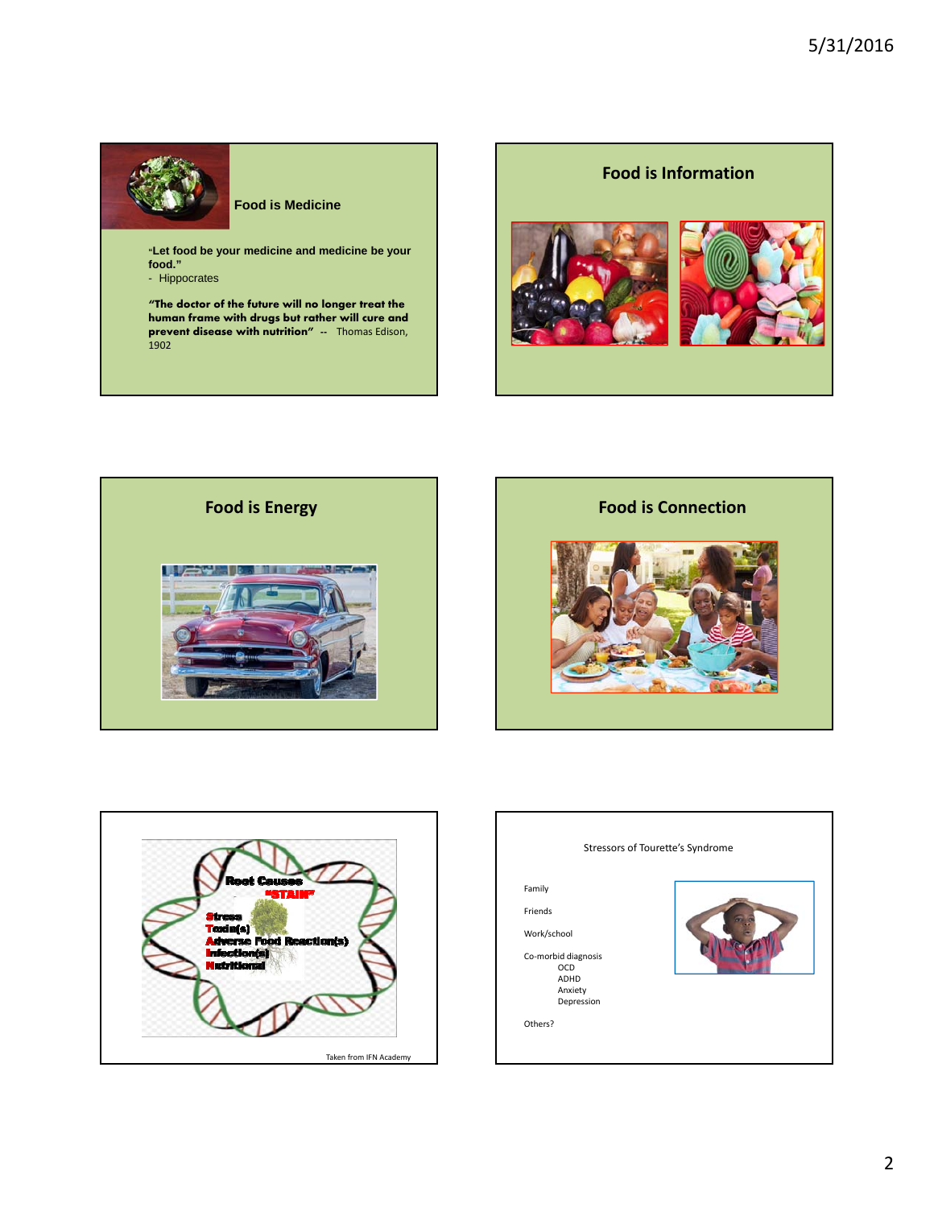## Food is Medicine

**"Let food be your medicine and medicine be your food."**
- Hippocrates

**"The doctor of the future will no longer treat the human frame with drugs but rather will cure and prevent disease with nutrition"** -- Thomas Edison, 1902

## Food is Information

## Food is Energy

## Food is Connection

Root Causes
"STAIN"

**S**tress
**T**oxin(s)
**A**dverse Food Reaction(s)
**I**nfection(s)
**N**utritional

Taken from IFN Academy

Stressors of Tourette's Syndrome

Family

Friends

Work/school

Co-morbid diagnosis
- OCD
- ADHD
- Anxiety
- Depression

Others?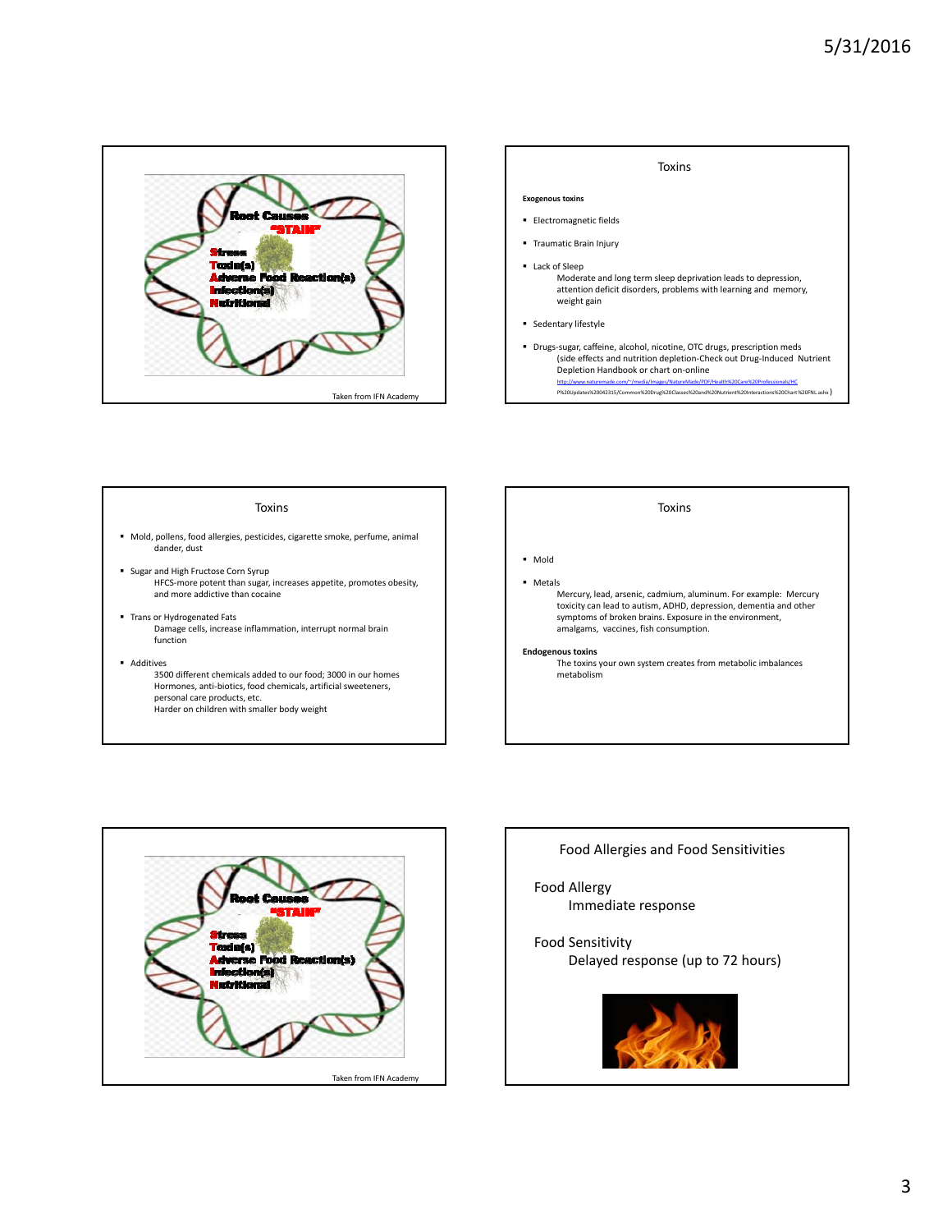Root Causes "STAIN"

**S**tress
**T**oxin(s)
**A**dverse Food Reaction(s)
**I**nfection(s)
**N**utritional

Taken from IFN Academy

## Toxins

**Exogenous toxins**

- Electromagnetic fields
- Traumatic Brain Injury
- Lack of Sleep
  Moderate and long term sleep deprivation leads to depression, attention deficit disorders, problems with learning and memory, weight gain
- Sedentary lifestyle
- Drugs-sugar, caffeine, alcohol, nicotine, OTC drugs, prescription meds (side effects and nutrition depletion-Check out Drug-Induced Nutrient Depletion Handbook or chart on-online http://www.naturemade.com/~/media/Images/NatureMade/PDF/Health%20Care%20Professionals/HCP%20Updates%20042315/Common%20Drug%20Classes%20and%20Nutrient%20Interactions%20Chart%20FNL.ashx )

## Toxins

- Mold, pollens, food allergies, pesticides, cigarette smoke, perfume, animal dander, dust
- Sugar and High Fructose Corn Syrup
  HFCS-more potent than sugar, increases appetite, promotes obesity, and more addictive than cocaine
- Trans or Hydrogenated Fats
  Damage cells, increase inflammation, interrupt normal brain function
- Additives
  3500 different chemicals added to our food; 3000 in our homes
  Hormones, anti-biotics, food chemicals, artificial sweeteners, personal care products, etc.
  Harder on children with smaller body weight

## Toxins

- Mold
- Metals
  Mercury, lead, arsenic, cadmium, aluminum. For example: Mercury toxicity can lead to autism, ADHD, depression, dementia and other symptoms of broken brains. Exposure in the environment, amalgams, vaccines, fish consumption.

**Endogenous toxins**
The toxins your own system creates from metabolic imbalances metabolism

Root Causes "STAIN"

**S**tress
**T**oxin(s)
**A**dverse Food Reaction(s)
**I**nfection(s)
**N**utritional

Taken from IFN Academy

## Food Allergies and Food Sensitivities

Food Allergy
Immediate response

Food Sensitivity
Delayed response (up to 72 hours)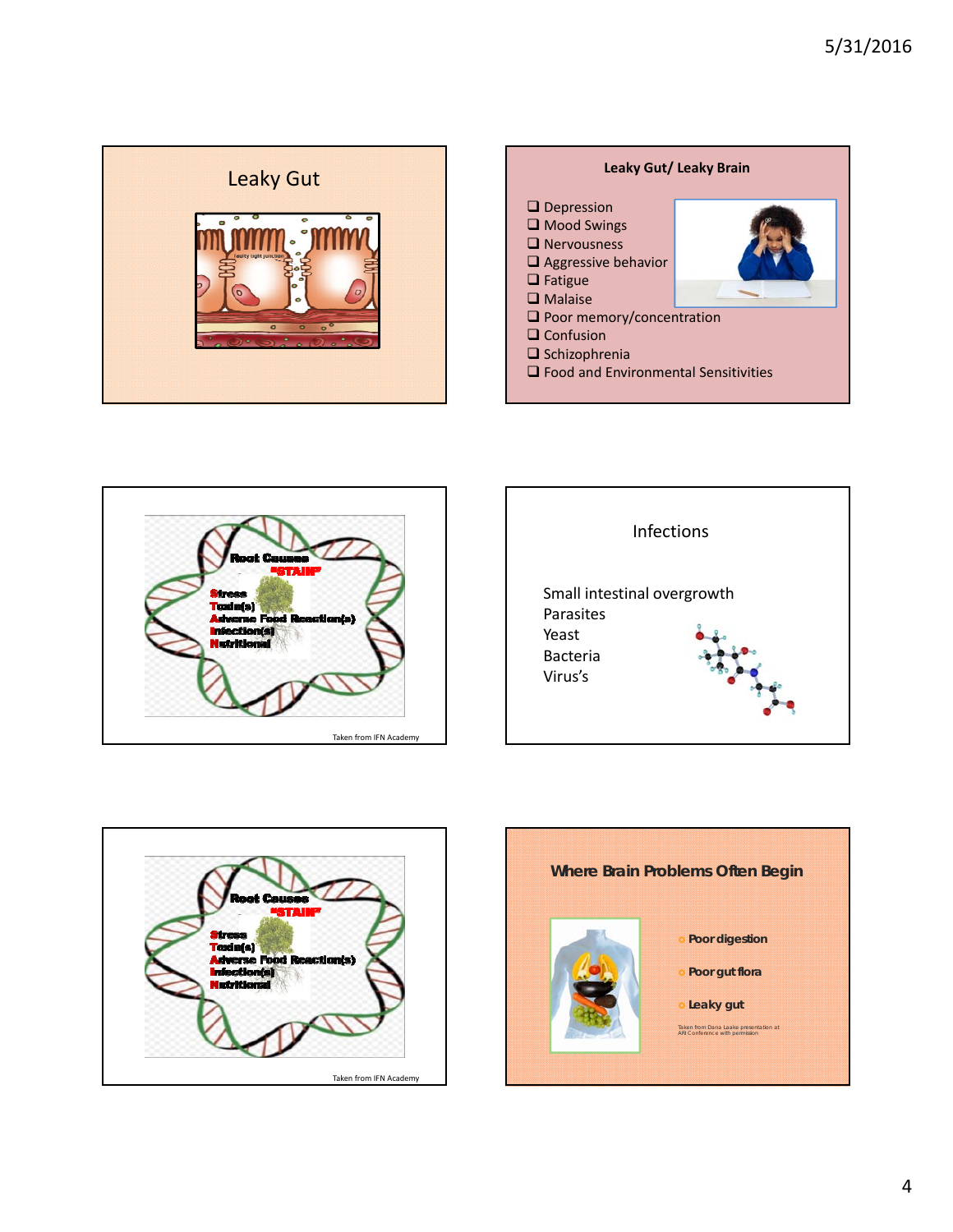## Leaky Gut

## Leaky Gut/ Leaky Brain

- Depression
- Mood Swings
- Nervousness
- Aggressive behavior
- Fatigue
- Malaise
- Poor memory/concentration
- Confusion
- Schizophrenia
- Food and Environmental Sensitivities

**Root Causes "STAIN"**

**S**tress
**T**oxin(s)
**A**dverse Food Reaction(s)
**I**nfection(s)
**N**utritional

Taken from IFN Academy

## Infections

Small intestinal overgrowth
Parasites
Yeast
Bacteria
Virus's

**Root Causes "STAIN"**

**S**tress
**T**oxin(s)
**A**dverse Food Reaction(s)
**I**nfection(s)
**N**utritional

Taken from IFN Academy

## Where Brain Problems Often Begin

- Poor digestion
- Poor gut flora
- Leaky gut

Taken from Dana Laake presentation at ARI Conference with permission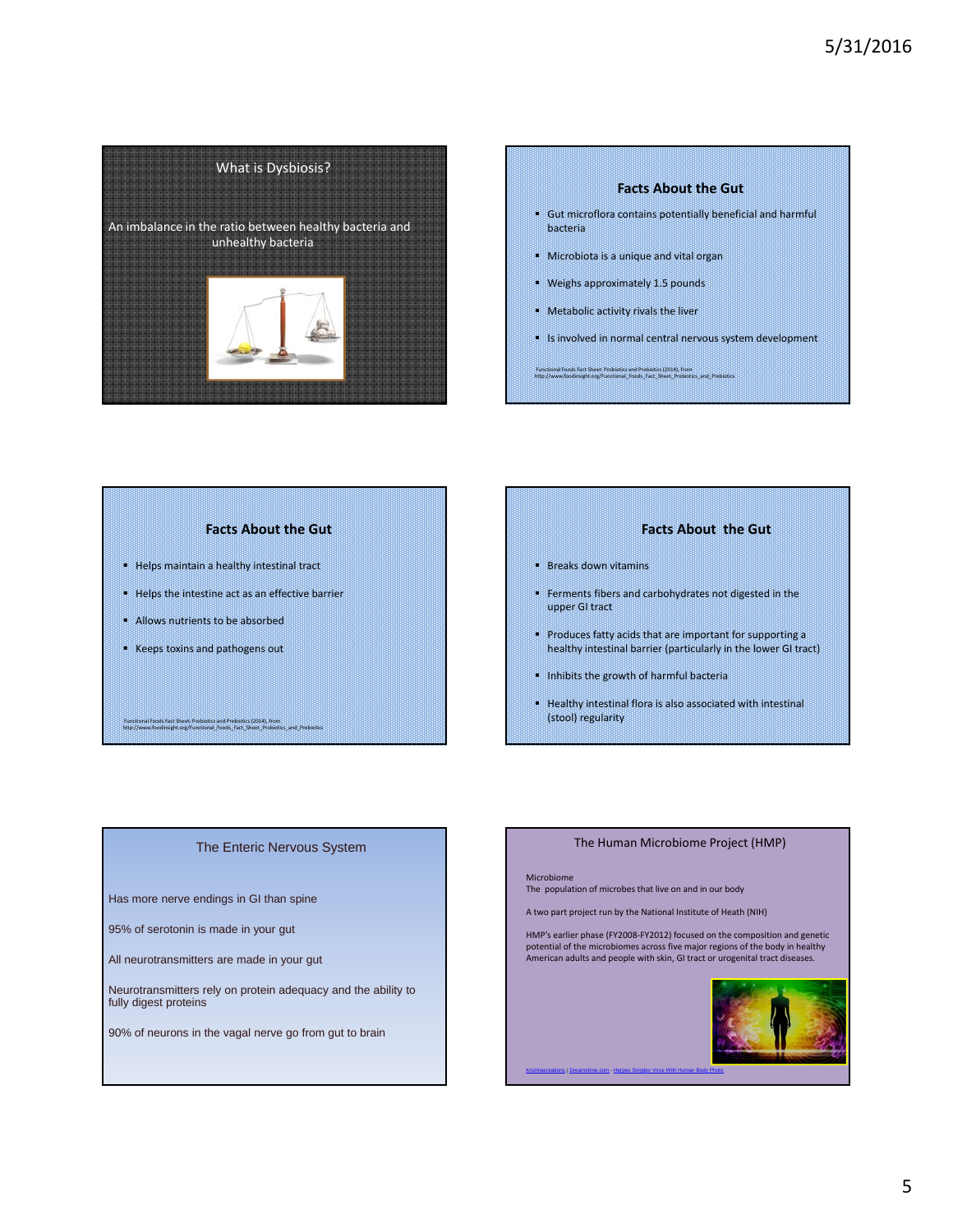## What is Dysbiosis?

An imbalance in the ratio between healthy bacteria and unhealthy bacteria

## Facts About the Gut

- Gut microflora contains potentially beneficial and harmful bacteria
- Microbiota is a unique and vital organ
- Weighs approximately 1.5 pounds
- Metabolic activity rivals the liver
- Is involved in normal central nervous system development

Functional Foods Fact Sheet: Probiotics and Prebiotics (2014), from http://www.foodinsight.org/Functional_Foods_Fact_Sheet_Probiotics_and_Prebiotics

## Facts About the Gut

- Helps maintain a healthy intestinal tract
- Helps the intestine act as an effective barrier
- Allows nutrients to be absorbed
- Keeps toxins and pathogens out

Functional Foods Fact Sheet: Probiotics and Prebiotics (2014), from http://www.foodinsight.org/Functional_Foods_Fact_Sheet_Probiotics_and_Prebiotics

## Facts About the Gut

- Breaks down vitamins
- Ferments fibers and carbohydrates not digested in the upper GI tract
- Produces fatty acids that are important for supporting a healthy intestinal barrier (particularly in the lower GI tract)
- Inhibits the growth of harmful bacteria
- Healthy intestinal flora is also associated with intestinal (stool) regularity

## The Enteric Nervous System

Has more nerve endings in GI than spine

95% of serotonin is made in your gut

All neurotransmitters are made in your gut

Neurotransmitters rely on protein adequacy and the ability to fully digest proteins

90% of neurons in the vagal nerve go from gut to brain

## The Human Microbiome Project (HMP)

Microbiome
The population of microbes that live on and in our body

A two part project run by the National Institute of Heath (NIH)

HMP's earlier phase (FY2008-FY2012) focused on the composition and genetic potential of the microbiomes across five major regions of the body in healthy American adults and people with skin, GI tract or urogenital tract diseases.

Krishnacreations | Dreamstime.com - Herpes Simplex Virus With Human Body Photo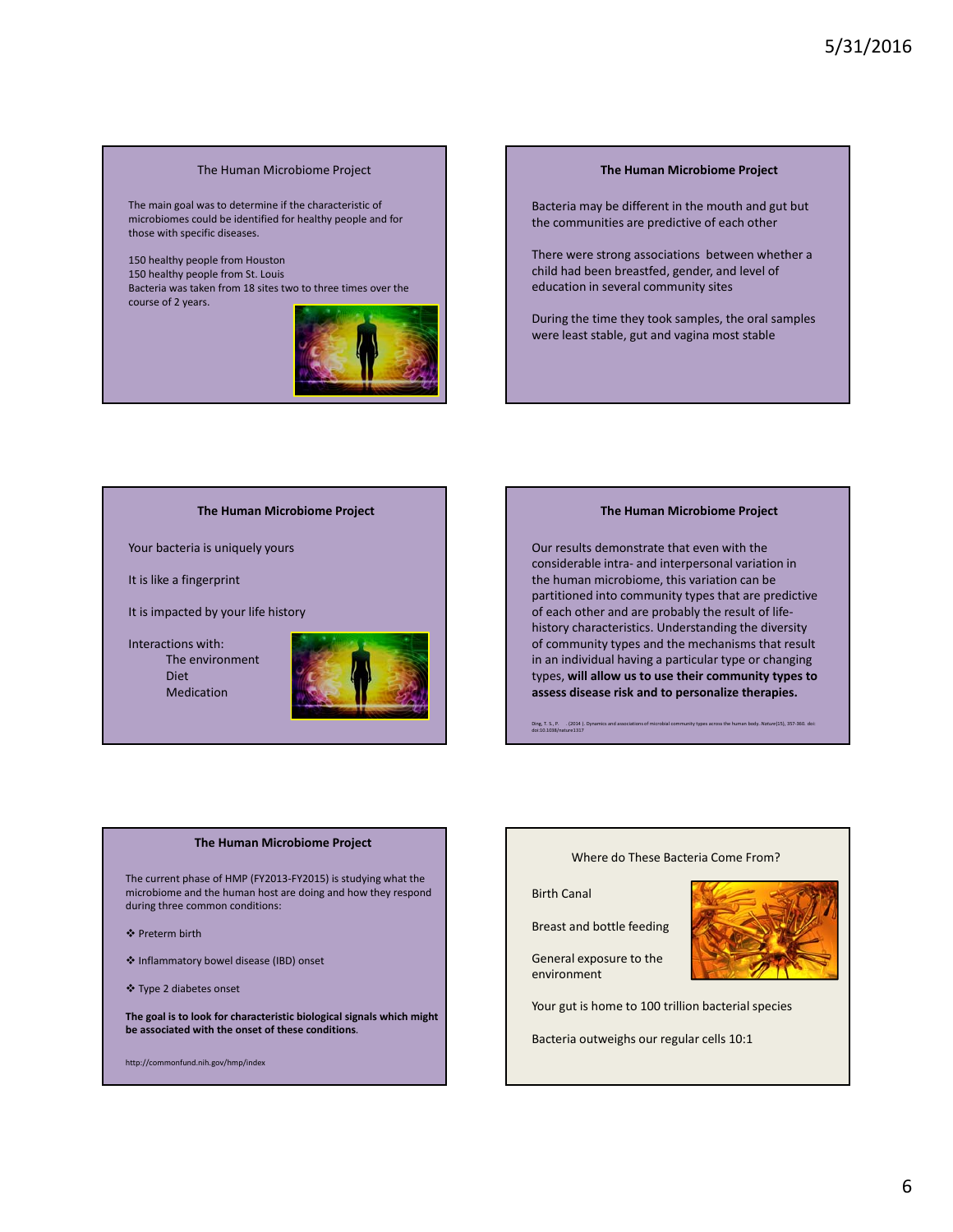## The Human Microbiome Project

The main goal was to determine if the characteristic of microbiomes could be identified for healthy people and for those with specific diseases.

150 healthy people from Houston
150 healthy people from St. Louis
Bacteria was taken from 18 sites two to three times over the course of 2 years.

## The Human Microbiome Project

Bacteria may be different in the mouth and gut but the communities are predictive of each other

There were strong associations between whether a child had been breastfed, gender, and level of education in several community sites

During the time they took samples, the oral samples were least stable, gut and vagina most stable

## The Human Microbiome Project

Your bacteria is uniquely yours

It is like a fingerprint

It is impacted by your life history

Interactions with:

- The environment
- Diet
- Medication

## The Human Microbiome Project

Our results demonstrate that even with the considerable intra- and interpersonal variation in the human microbiome, this variation can be partitioned into community types that are predictive of each other and are probably the result of life-history characteristics. Understanding the diversity of community types and the mechanisms that result in an individual having a particular type or changing types, **will allow us to use their community types to assess disease risk and to personalize therapies.**

Ding, T. S., P. . . (2014 ). Dynamics and associations of microbial community types across the human body. *Nature*(15), 357-360. doi: doi:10.1038/nature1317

## The Human Microbiome Project

The current phase of HMP (FY2013-FY2015) is studying what the microbiome and the human host are doing and how they respond during three common conditions:

❖ Preterm birth

❖ Inflammatory bowel disease (IBD) onset

❖ Type 2 diabetes onset

**The goal is to look for characteristic biological signals which might be associated with the onset of these conditions**.

http://commonfund.nih.gov/hmp/index

## Where do These Bacteria Come From?

Birth Canal

Breast and bottle feeding

General exposure to the environment

Your gut is home to 100 trillion bacterial species

Bacteria outweighs our regular cells 10:1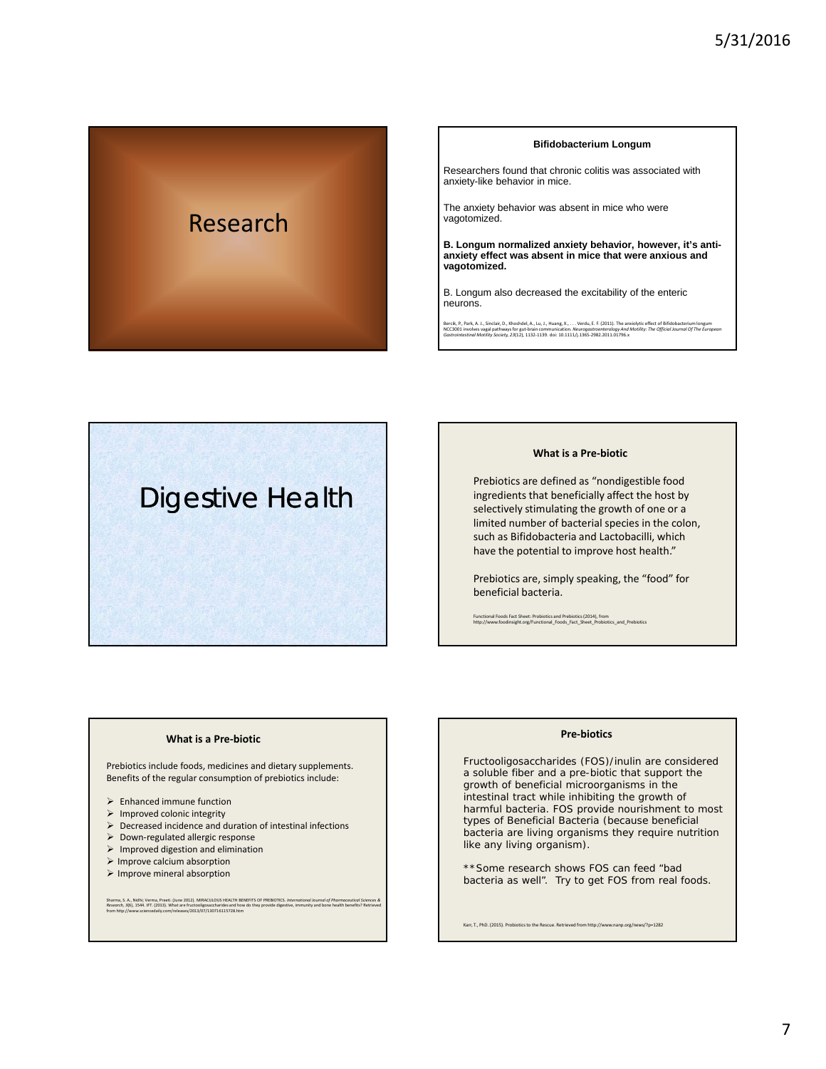# Research

### Bifidobacterium Longum

Researchers found that chronic colitis was associated with anxiety-like behavior in mice.

The anxiety behavior was absent in mice who were vagotomized.

**B. Longum normalized anxiety behavior, however, it's anti-anxiety effect was absent in mice that were anxious and vagotomized.**

B. Longum also decreased the excitability of the enteric neurons.

Bercik, P., Park, A. J., Sinclair, D., Khoshdel, A., Lu, J., Huang, X., . . . Verdu, E. F. (2011). The anxiolytic effect of Bifidobacterium longum NCC3001 involves vagal pathways for gut-brain communication. *Neurogastroenterology And Motility: The Official Journal Of The European Gastrointestinal Motility Society, 23*(12), 1132-1139. doi: 10.1111/j.1365-2982.2011.01796.x

# Digestive Health

### What is a Pre-biotic

Prebiotics are defined as "nondigestible food ingredients that beneficially affect the host by selectively stimulating the growth of one or a limited number of bacterial species in the colon, such as Bifidobacteria and Lactobacilli, which have the potential to improve host health."

Prebiotics are, simply speaking, the "food" for beneficial bacteria.

Functional Foods Fact Sheet: Probiotics and Prebiotics (2014), from http://www.foodinsight.org/Functional_Foods_Fact_Sheet_Probiotics_and_Prebiotics

### What is a Pre-biotic

Prebiotics include foods, medicines and dietary supplements. Benefits of the regular consumption of prebiotics include:

- Enhanced immune function
- Improved colonic integrity
- Decreased incidence and duration of intestinal infections
- Down-regulated allergic response
- Improved digestion and elimination
- Improve calcium absorption
- Improve mineral absorption

Sharma, S. A., Nidhi; Verma, Preeti. (June 2012). MIRACULOUS HEALTH BENEFITS OF PREBIOTICS. *International Journal of Pharmaceutical Sciences & Research, 3*(6), 1544. IFT. (2013). What are fructooligosaccharides and how do they provide digestive, immunity and bone health benefits? Retrieved from http://www.sciencedaily.com/releases/2013/07/130716115728.htm

### Pre-biotics

Fructooligosaccharides (FOS)/inulin are considered a soluble fiber and a pre-biotic that support the growth of beneficial microorganisms in the intestinal tract while inhibiting the growth of harmful bacteria. FOS provide nourishment to most types of Beneficial Bacteria (because beneficial bacteria are living organisms they require nutrition like any living organism).

**Some research shows FOS can feed "bad bacteria as well". Try to get FOS from real foods.

Karr, T., PhD. (2015). Probiotics to the Rescue. Retrieved from http://www.nanp.org/news/?p=1282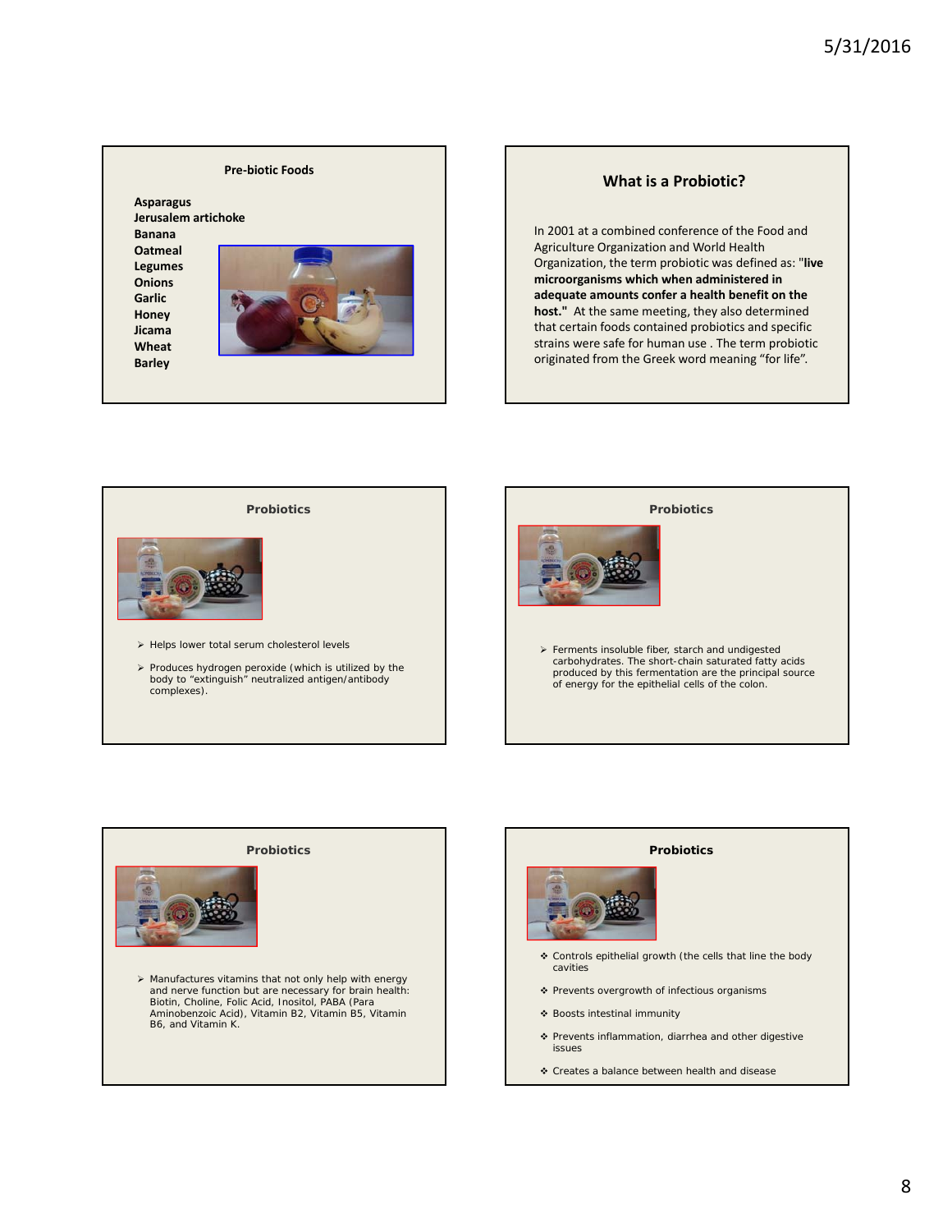## Pre-biotic Foods

**Asparagus**
**Jerusalem artichoke**
**Banana**
**Oatmeal**
**Legumes**
**Onions**
**Garlic**
**Honey**
**Jicama**
**Wheat**
**Barley**

## What is a Probiotic?

In 2001 at a combined conference of the Food and Agriculture Organization and World Health Organization, the term probiotic was defined as: "**live microorganisms which when administered in adequate amounts confer a health benefit on the host.**" At the same meeting, they also determined that certain foods contained probiotics and specific strains were safe for human use . The term probiotic originated from the Greek word meaning "for life".

## Probiotics

- Helps lower total serum cholesterol levels
- Produces hydrogen peroxide (which is utilized by the body to "extinguish" neutralized antigen/antibody complexes).

## Probiotics

- Ferments insoluble fiber, starch and undigested carbohydrates. The short-chain saturated fatty acids produced by this fermentation are the principal source of energy for the epithelial cells of the colon.

## Probiotics

- Manufactures vitamins that not only help with energy and nerve function but are necessary for brain health: Biotin, Choline, Folic Acid, Inositol, PABA (Para Aminobenzoic Acid), Vitamin B2, Vitamin B5, Vitamin B6, and Vitamin K.

## Probiotics

- Controls epithelial growth (the cells that line the body cavities
- Prevents overgrowth of infectious organisms
- Boosts intestinal immunity
- Prevents inflammation, diarrhea and other digestive issues
- Creates a balance between health and disease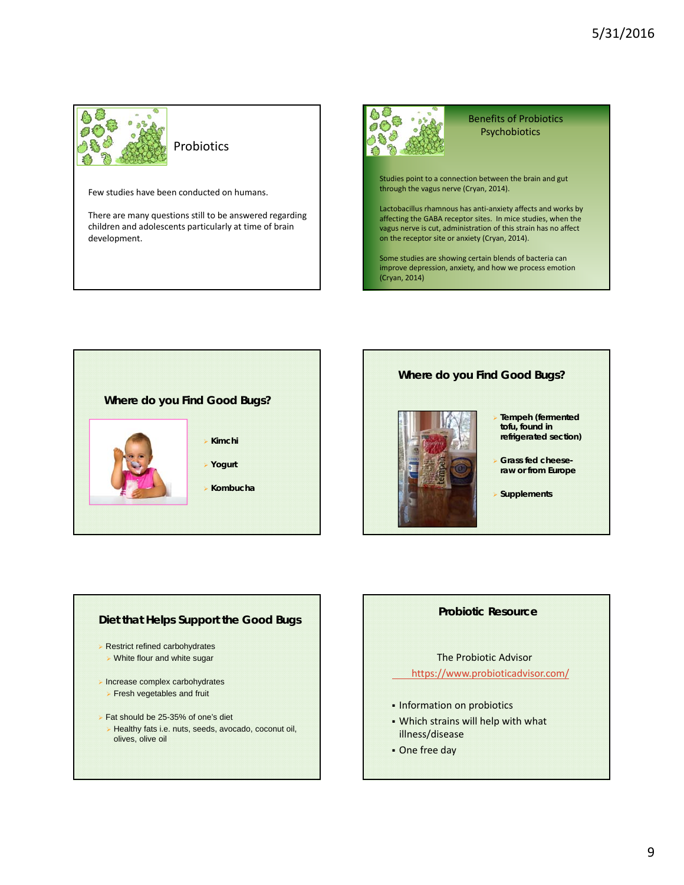## Probiotics

Few studies have been conducted on humans.

There are many questions still to be answered regarding children and adolescents particularly at time of brain development.

## Benefits of Probiotics
### Psychobiotics

Studies point to a connection between the brain and gut through the vagus nerve (Cryan, 2014).

Lactobacillus rhamnous has anti-anxiety affects and works by affecting the GABA receptor sites. In mice studies, when the vagus nerve is cut, administration of this strain has no affect on the receptor site or anxiety (Cryan, 2014).

Some studies are showing certain blends of bacteria can improve depression, anxiety, and how we process emotion (Cryan, 2014)

## Where do you Find Good Bugs?

- Kimchi
- Yogurt
- Kombucha

## Where do you Find Good Bugs?

- Tempeh (fermented tofu, found in refrigerated section)
- Grass fed cheese- raw or from Europe
- Supplements

## Diet that Helps Support the Good Bugs

- Restrict refined carbohydrates
  - White flour and white sugar
- Increase complex carbohydrates
  - Fresh vegetables and fruit
- Fat should be 25-35% of one's diet
  - Healthy fats i.e. nuts, seeds, avocado, coconut oil, olives, olive oil

## Probiotic Resource

The Probiotic Advisor

https://www.probioticadvisor.com/

- Information on probiotics
- Which strains will help with what illness/disease
- One free day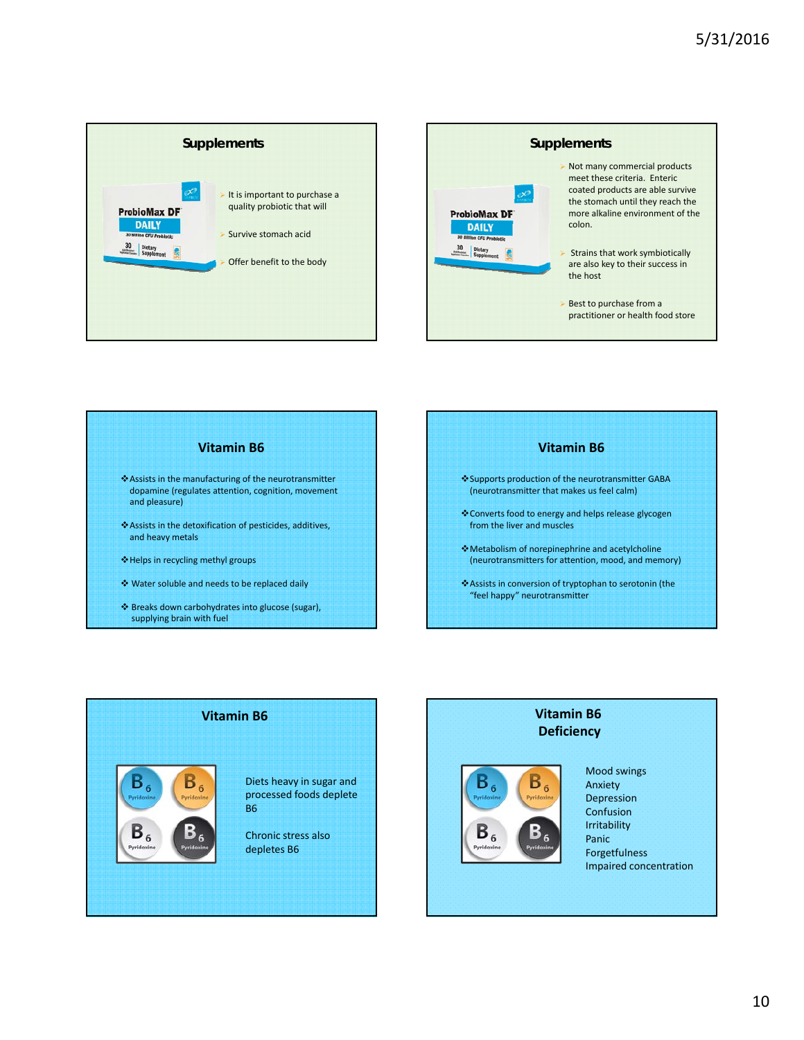## Supplements

- It is important to purchase a quality probiotic that will
- Survive stomach acid
- Offer benefit to the body

## Supplements

- Not many commercial products meet these criteria. Enteric coated products are able survive the stomach until they reach the the more alkaline environment of the colon.
- Strains that work symbiotically are also key to their success in the host
- Best to purchase from a practitioner or health food store

## Vitamin B6

- Assists in the manufacturing of the neurotransmitter dopamine (regulates attention, cognition, movement and pleasure)
- Assists in the detoxification of pesticides, additives, and heavy metals
- Helps in recycling methyl groups
- Water soluble and needs to be replaced daily
- Breaks down carbohydrates into glucose (sugar), supplying brain with fuel

## Vitamin B6

- Supports production of the neurotransmitter GABA (neurotransmitter that makes us feel calm)
- Converts food to energy and helps release glycogen from the liver and muscles
- Metabolism of norepinephrine and acetylcholine (neurotransmitters for attention, mood, and memory)
- Assists in conversion of tryptophan to serotonin (the "feel happy" neurotransmitter

## Vitamin B6

Diets heavy in sugar and processed foods deplete B6

Chronic stress also depletes B6

## Vitamin B6 Deficiency

Mood swings
Anxiety
Depression
Confusion
Irritability
Panic
Forgetfulness
Impaired concentration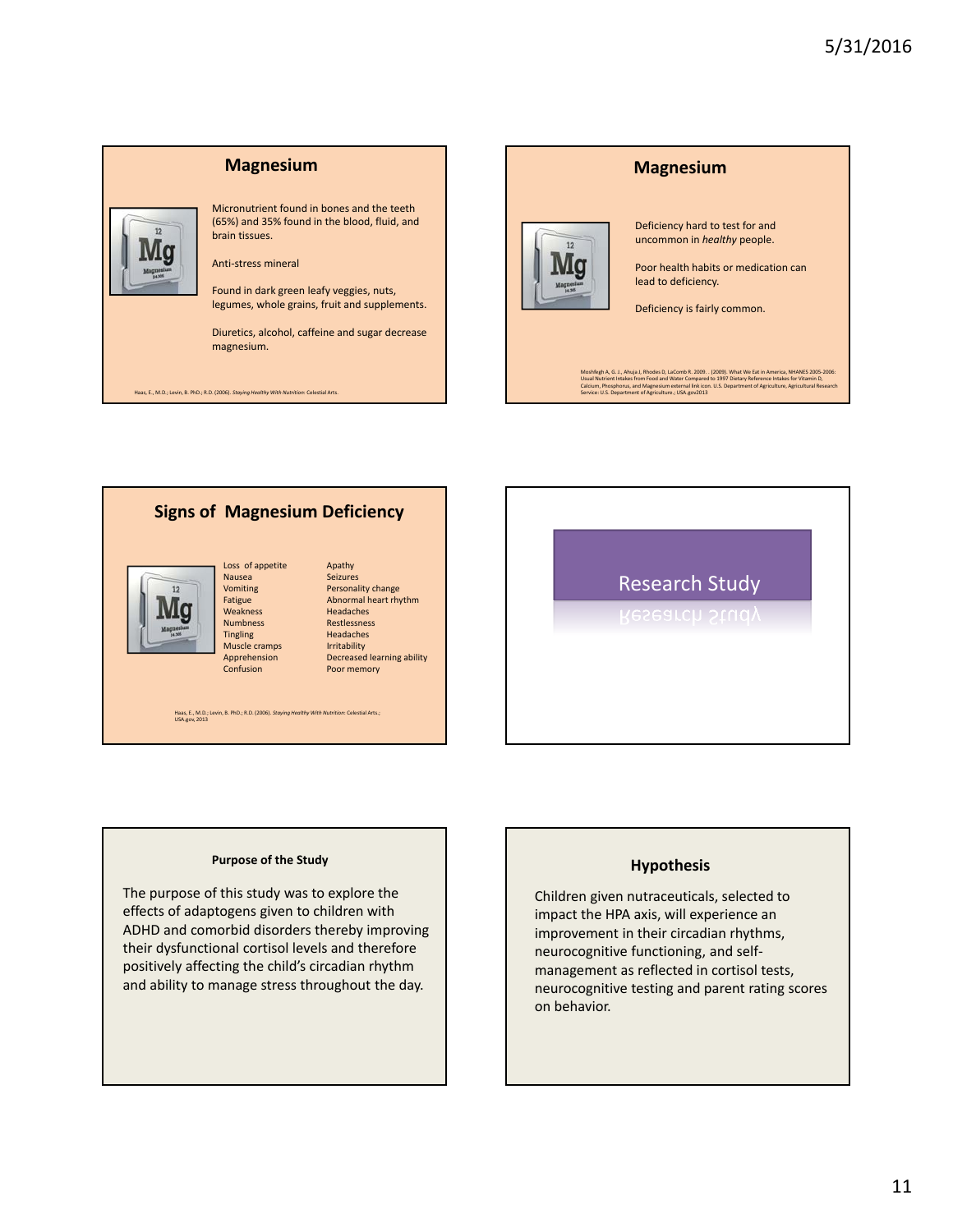## Magnesium

Micronutrient found in bones and the teeth (65%) and 35% found in the blood, fluid, and brain tissues.

Anti-stress mineral

Found in dark green leafy veggies, nuts, legumes, whole grains, fruit and supplements.

Diuretics, alcohol, caffeine and sugar decrease magnesium.

Haas, E., M.D.; Levin, B. PhD.; R.D. (2006). *Staying Healthy With Nutrition:* Celestial Arts.

## Magnesium

Deficiency hard to test for and uncommon in *healthy* people.

Poor health habits or medication can lead to deficiency.

Deficiency is fairly common.

Moshfegh A, G. J., Ahuja J, Rhodes D, LaComb R. 2009. . (2009). What We Eat in America, NHANES 2005-2006: Usual Nutrient Intakes from Food and Water Compared to 1997 Dietary Reference Intakes for Vitamin D, Calcium, Phosphorus, and Magnesium external link icon. U.S. Department of Agriculture, Agricultural Research Service: U.S. Department of Agriculture.; USA.gov2013

## Signs of Magnesium Deficiency

- Loss of appetite
- Nausea
- Vomiting
- Fatigue
- Weakness
- Numbness
- Tingling
- Muscle cramps
- Apprehension
- Confusion
- Apathy
- Seizures
- Personality change
- Abnormal heart rhythm
- Headaches
- Restlessness
- Headaches
- Irritability
- Decreased learning ability
- Poor memory

Haas, E., M.D.; Levin, B. PhD.; R.D. (2006). *Staying Healthy With Nutrition:* Celestial Arts.; USA.gov, 2013

## Research Study

### Purpose of the Study

The purpose of this study was to explore the effects of adaptogens given to children with ADHD and comorbid disorders thereby improving their dysfunctional cortisol levels and therefore positively affecting the child's circadian rhythm and ability to manage stress throughout the day.

### Hypothesis

Children given nutraceuticals, selected to impact the HPA axis, will experience an improvement in their circadian rhythms, neurocognitive functioning, and self-management as reflected in cortisol tests, neurocognitive testing and parent rating scores on behavior.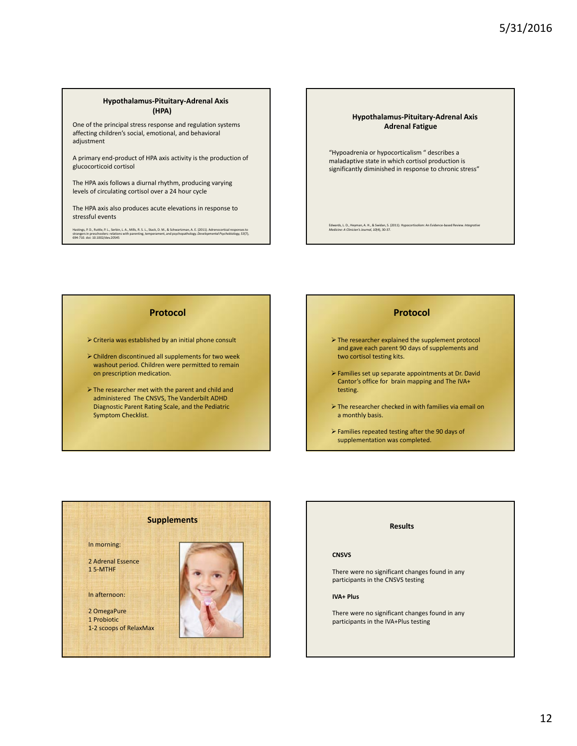## Hypothalamus-Pituitary-Adrenal Axis (HPA)

One of the principal stress response and regulation systems affecting children's social, emotional, and behavioral adjustment

A primary end-product of HPA axis activity is the production of glucocorticoid cortisol

The HPA axis follows a diurnal rhythm, producing varying levels of circulating cortisol over a 24 hour cycle

The HPA axis also produces acute elevations in response to stressful events

Hastings, P. D., Ruttle, P. L., Serbin, L. A., Mills, R. S. L., Stack, D. M., & Schwartzman, A. E. (2011). Adrenocortical responses to strangers in preschoolers: relations with parenting, temperament, and psychopathology. *Developmental Psychobiology, 53*(7), 694-710. doi: 10.1002/dev.20545

## Hypothalamus-Pituitary-Adrenal Axis Adrenal Fatigue

"Hypoadrenia or hypocorticalism " describes a maladaptive state in which cortisol production is significantly diminished in response to chronic stress"

Edwards, L. D., Heyman, A. H., & Swidan, S. (2011). Hypocortisolism: An Evidence-based Review. *Integrative Medicine: A Clinician's Journal, 10*(4), 30-37.

## Protocol

- Criteria was established by an initial phone consult
- Children discontinued all supplements for two week washout period. Children were permitted to remain on prescription medication.
- The researcher met with the parent and child and administered The CNSVS, The Vanderbilt ADHD Diagnostic Parent Rating Scale, and the Pediatric Symptom Checklist.

## Protocol

- The researcher explained the supplement protocol and gave each parent 90 days of supplements and two cortisol testing kits.
- Families set up separate appointments at Dr. David Cantor's office for brain mapping and The IVA+ testing.
- The researcher checked in with families via email on a monthly basis.
- Families repeated testing after the 90 days of supplementation was completed.

## Supplements

In morning:

2 Adrenal Essence
1 5-MTHF

In afternoon:

2 OmegaPure
1 Probiotic
1-2 scoops of RelaxMax

## Results

**CNSVS**

There were no significant changes found in any participants in the CNSVS testing

**IVA+ Plus**

There were no significant changes found in any participants in the IVA+Plus testing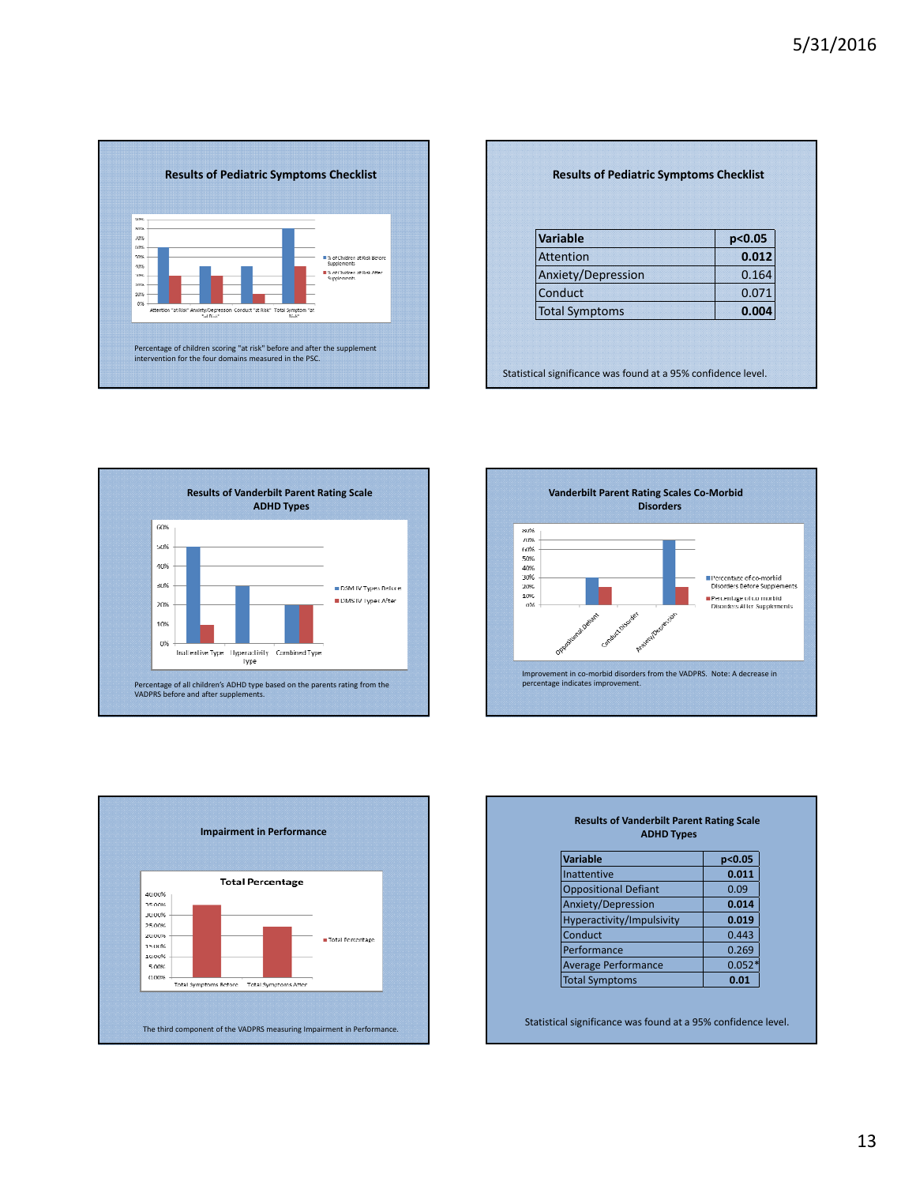## Results of Pediatric Symptoms Checklist

Percentage of children scoring "at risk" before and after the supplement intervention for the four domains measured in the PSC.

## Results of Pediatric Symptoms Checklist

| Variable | p<0.05 |
|---|---|
| Attention | **0.012** |
| Anxiety/Depression | 0.164 |
| Conduct | 0.071 |
| Total Symptoms | **0.004** |

Statistical significance was found at a 95% confidence level.

## Results of Vanderbilt Parent Rating Scale ADHD Types

Percentage of all children's ADHD type based on the parents rating from the VADPRS before and after supplements.

## Vanderbilt Parent Rating Scales Co-Morbid Disorders

Improvement in co-morbid disorders from the VADPRS. Note: A decrease in percentage indicates improvement.

## Impairment in Performance

The third component of the VADPRS measuring Impairment in Performance.

## Results of Vanderbilt Parent Rating Scale ADHD Types

| Variable | p<0.05 |
|---|---|
| Inattentive | **0.011** |
| Oppositional Defiant | 0.09 |
| Anxiety/Depression | **0.014** |
| Hyperactivity/Impulsivity | **0.019** |
| Conduct | 0.443 |
| Performance | 0.269 |
| Average Performance | 0.052* |
| Total Symptoms | **0.01** |

Statistical significance was found at a 95% confidence level.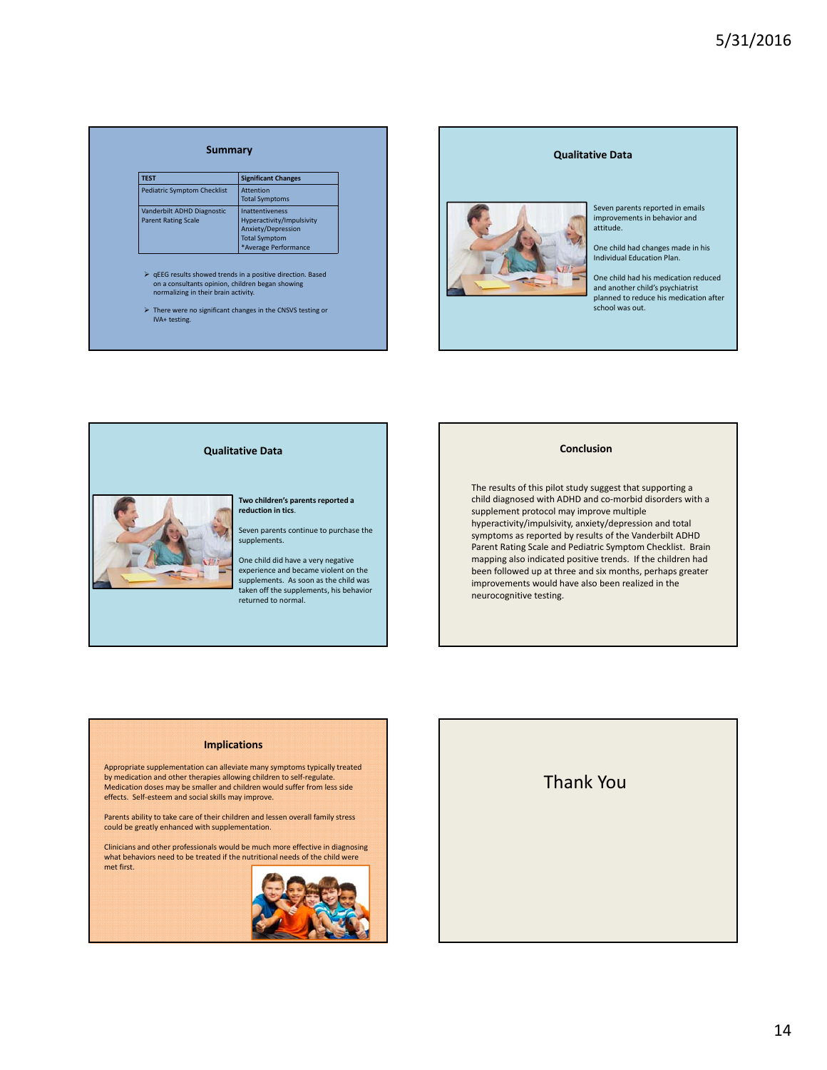## Summary

| TEST | Significant Changes |
| --- | --- |
| Pediatric Symptom Checklist | Attention<br>Total Symptoms |
| Vanderbilt ADHD Diagnostic Parent Rating Scale | Inattentiveness<br>Hyperactivity/Impulsivity<br>Anxiety/Depression<br>Total Symptom<br>*Average Performance |

- qEEG results showed trends in a positive direction. Based on a consultants opinion, children began showing normalizing in their brain activity.
- There were no significant changes in the CNSVS testing or IVA+ testing.

## Qualitative Data

Seven parents reported in emails improvements in behavior and attitude.

One child had changes made in his Individual Education Plan.

One child had his medication reduced and another child's psychiatrist planned to reduce his medication after school was out.

## Qualitative Data

**Two children's parents reported a reduction in tics.**

Seven parents continue to purchase the supplements.

One child did have a very negative experience and became violent on the supplements. As soon as the child was taken off the supplements, his behavior returned to normal.

## Conclusion

The results of this pilot study suggest that supporting a child diagnosed with ADHD and co-morbid disorders with a supplement protocol may improve multiple hyperactivity/impulsivity, anxiety/depression and total symptoms as reported by results of the Vanderbilt ADHD Parent Rating Scale and Pediatric Symptom Checklist. Brain mapping also indicated positive trends. If the children had been followed up at three and six months, perhaps greater improvements would have also been realized in the neurocognitive testing.

## Implications

Appropriate supplementation can alleviate many symptoms typically treated by medication and other therapies allowing children to self-regulate. Medication doses may be smaller and children would suffer from less side effects. Self-esteem and social skills may improve.

Parents ability to take care of their children and lessen overall family stress could be greatly enhanced with supplementation.

Clinicians and other professionals would be much more effective in diagnosing what behaviors need to be treated if the nutritional needs of the child were met first.

## Thank You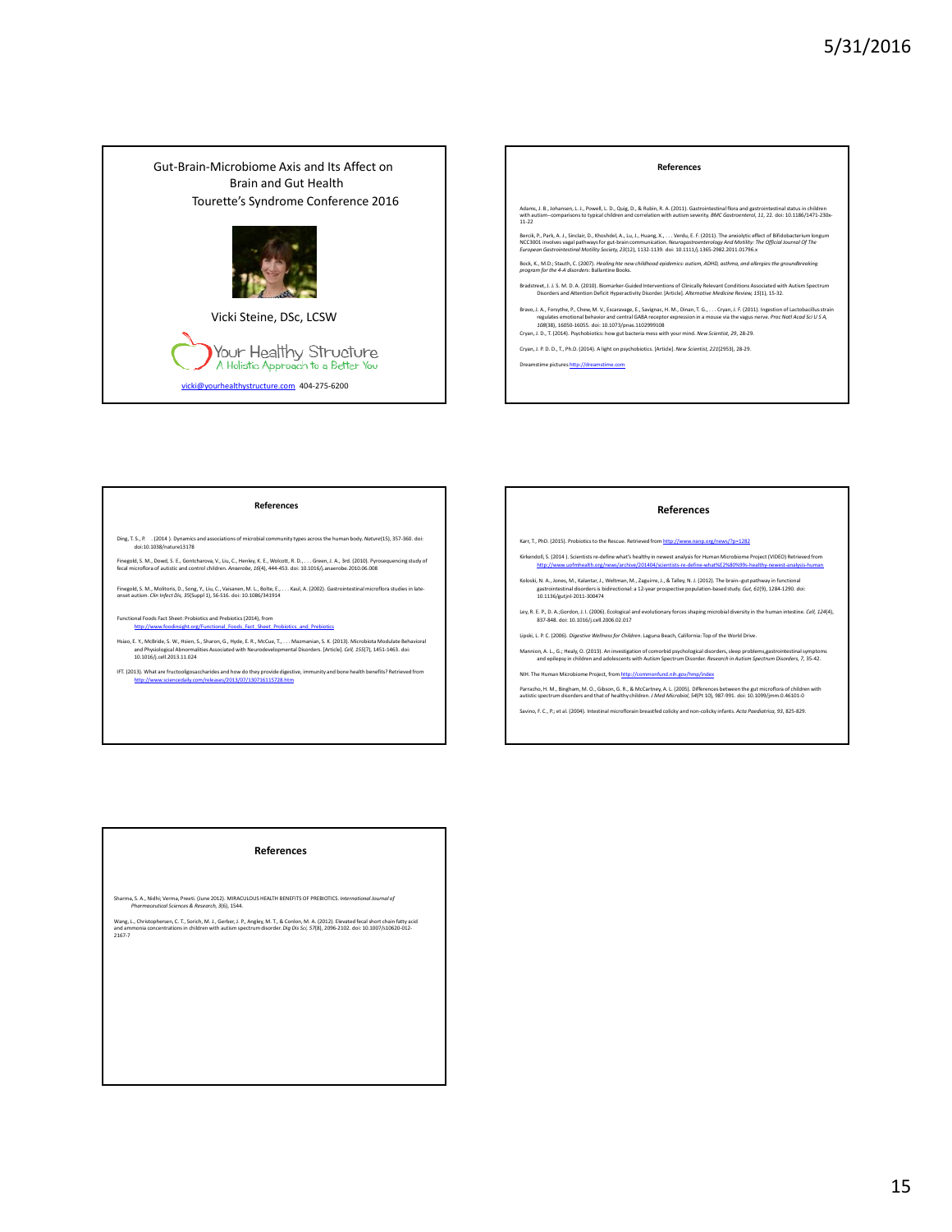## Gut-Brain-Microbiome Axis and Its Affect on Brain and Gut Health

Tourette's Syndrome Conference 2016

Vicki Steine, DSc, LCSW

Your Healthy Structure
A Holistic Approach to a Better You

vicki@yourhealthystructure.com 404-275-6200

## References

Adams, J. B., Johansen, L. J., Powell, L. D., Quig, D., & Rubin, R. A. (2011). Gastrointestinal flora and gastrointestinal status in children with autism--comparisons to typical children and correlation with autism severity. *BMC Gastroenterol, 11*, 22. doi: 10.1186/1471-230x-11-22

Bercik, P., Park, A. J., Sinclair, D., Khoshdel, A., Lu, J., Huang, X., . . . Verdu, E. F. (2011). The anxiolytic effect of Bifidobacterium longum NCC3001 involves vagal pathways for gut-brain communication. *Neurogastroenterology And Motility: The Official Journal Of The European Gastrointestinal Motility Society, 23*(12), 1132-1139. doi: 10.1111/j.1365-2982.2011.01796.x

Bock, K., M.D.; Stauth, C. (2007). *Healing hte new childhood epidemics: autism, ADHD, asthma, and allergies: the groundbreaking program for the 4-A disorders*: Ballantine Books.

Bradstreet, J. J. S. M. D. A. (2010). Biomarker-Guided Interventions of Clinically Relevant Conditions Associated with Autism Spectrum Disorders and Attention Deficit Hyperactivity Disorder. [Article]. *Alternative Medicine Review, 15*(1), 15-32.

Bravo, J. A., Forsythe, P., Chew, M. V., Escaravage, E., Savignac, H. M., Dinan, T. G., . . . Cryan, J. F. (2011). Ingestion of Lactobacillus strain regulates emotional behavior and central GABA receptor expression in a mouse via the vagus nerve. *Proc Natl Acad Sci U S A, 108*(38), 16050-16055. doi: 10.1073/pnas.1102999108

Cryan, J. D., T. (2014). Psychobiotics: how gut bacteria mess with your mind. *New Scientist, 29*, 28-29.

Cryan, J. P. D. D., T., Ph.D. (2014). A light on psychobiotics. [Article]. *New Scientist, 221*(2953), 28-29.

Dreamstime pictures http://dreamstime.com

## References

Ding, T. S., P. . (2014 ). Dynamics and associations of microbial community types across the human body. *Nature*(15), 357-360. doi: 10.1038/nature13178

Finegold, S. M., Dowd, S. E., Gontcharova, V., Liu, C., Henley, K. E., Wolcott, R. D., . . . Green, J. A., 3rd. (2010). Pyrosequencing study of fecal microflora of autistic and control children. *Anaerobe, 16*(4), 444-453. doi: 10.1016/j.anaerobe.2010.06.008

Finegold, S. M., Molitoris, D., Song, Y., Liu, C., Vaisanen, M. L., Bolte, E., . . . Kaul, A. (2002). Gastrointestinal microflora studies in late-onset autism. *Clin Infect Dis, 35*(Suppl 1), S6-S16. doi: 10.1086/341914

Functional Foods Fact Sheet: Probiotics and Prebiotics (2014), from http://www.foodinsight.org/Functional_Foods_Fact_Sheet_Probiotics_and_Prebiotics

Hsiao, E. Y., McBride, S. W., Hsien, S., Sharon, G., Hyde, E. R., McCue, T., . . . Mazmanian, S. K. (2013). Microbiota Modulate Behavioral and Physiological Abnormalities Associated with Neurodevelopmental Disorders. [Article]. *Cell, 155*(7), 1451-1463. doi: 10.1016/j.cell.2013.11.024

IFT. (2013). What are fructooligosaccharides and how do they provide digestive, immunity and bone health benefits? Retrieved from http://www.sciencedaily.com/releases/2013/07/130716115728.htm

## References

Karr, T., PhD. (2015). Probiotics to the Rescue. Retrieved from http://www.nanp.org/news/?p=1282

Kirkendoll, S. (2014 ). Scientists re-define what's healthy in newest analysis for Human Microbiome Project (VIDEO) Retrieved from http://www.uofmhealth.org/news/archive/201404/scientists-re-define-what%E2%80%99s-healthy-newest-analysis-human

Koloski, N. A., Jones, M., Kalantar, J., Weltman, M., Zaguirre, J., & Talley, N. J. (2012). The brain--gut pathway in functional gastrointestinal disorders is bidirectional: a 12-year prospective population-based study. *Gut, 61*(9), 1284-1290. doi: 10.1136/gutjnl-2011-300474

Ley, R. E. P., D. A.;Gordon, J. I. (2006). Ecological and evolutionary forces shaping microbial diversity in the human intestine. *Cell, 124*(4), 837-848. doi: 10.1016/j.cell.2006.02.017

Lipski, L. P. C. (2006). *Digestive Wellness for Children*. Laguna Beach, California: Top of the World Drive.

Mannion, A. L., G.; Healy, O. (2013). An investigation of comorbid psychological disorders, sleep problems,gastrointestinal symptoms and epilepsy in children and adolescents with Autism Spectrum Disorder. *Research in Autism Spectrum Disorders, 7*, 35-42.

NIH. The Human Microbiome Project, from http://commonfund.nih.gov/hmp/index

Parracho, H. M., Bingham, M. O., Gibson, G. R., & McCartney, A. L. (2005). Differences between the gut microflora of children with autistic spectrum disorders and that of healthy children. *J Med Microbiol, 54*(Pt 10), 987-991. doi: 10.1099/jmm.0.46101-0

Savino, F. C., P.; et al. (2004). Intestinal microflorain breastfed colicky and non-colicky infants. *Acta Paediatrica, 93*, 825-829.

## References

Sharma, S. A., Nidhi; Verma, Preeti. (June 2012). MIRACULOUS HEALTH BENEFITS OF PREBIOTICS. *International Journal of Pharmaceutical Sciences & Research, 3*(6), 1544.

Wang, L., Christophersen, C. T., Sorich, M. J., Gerber, J. P., Angley, M. T., & Conlon, M. A. (2012). Elevated fecal short chain fatty acid and ammonia concentrations in children with autism spectrum disorder. *Dig Dis Sci, 57*(8), 2096-2102. doi: 10.1007/s10620-012-2167-7